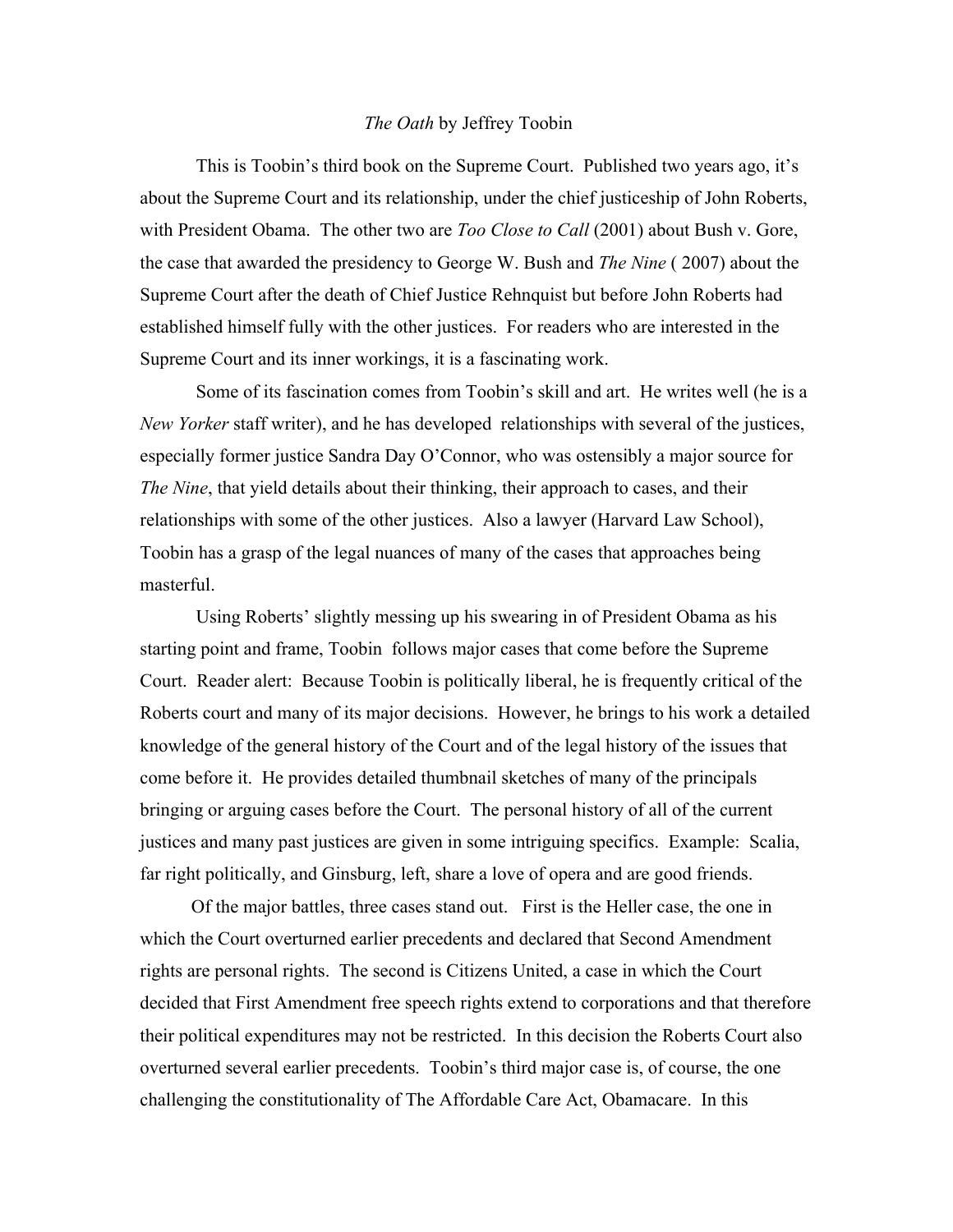*The Oath* by Jeffrey Toobin

This is Toobin's third book on the Supreme Court. Published two years ago, it's about the Supreme Court and its relationship, under the chief justiceship of John Roberts, with President Obama. The other two are *Too Close to Call* (2001) about Bush v. Gore, the case that awarded the presidency to George W. Bush and *The Nine* ( 2007) about the Supreme Court after the death of Chief Justice Rehnquist but before John Roberts had established himself fully with the other justices. For readers who are interested in the Supreme Court and its inner workings, it is a fascinating work.

Some of its fascination comes from Toobin's skill and art. He writes well (he is a *New Yorker* staff writer), and he has developed relationships with several of the justices, especially former justice Sandra Day O'Connor, who was ostensibly a major source for *The Nine*, that yield details about their thinking, their approach to cases, and their relationships with some of the other justices. Also a lawyer (Harvard Law School), Toobin has a grasp of the legal nuances of many of the cases that approaches being masterful.

Using Roberts' slightly messing up his swearing in of President Obama as his starting point and frame, Toobin follows major cases that come before the Supreme Court. Reader alert: Because Toobin is politically liberal, he is frequently critical of the Roberts court and many of its major decisions. However, he brings to his work a detailed knowledge of the general history of the Court and of the legal history of the issues that come before it. He provides detailed thumbnail sketches of many of the principals bringing or arguing cases before the Court. The personal history of all of the current justices and many past justices are given in some intriguing specifics. Example: Scalia, far right politically, and Ginsburg, left, share a love of opera and are good friends.

Of the major battles, three cases stand out. First is the Heller case, the one in which the Court overturned earlier precedents and declared that Second Amendment rights are personal rights. The second is Citizens United, a case in which the Court decided that First Amendment free speech rights extend to corporations and that therefore their political expenditures may not be restricted. In this decision the Roberts Court also overturned several earlier precedents. Toobin's third major case is, of course, the one challenging the constitutionality of The Affordable Care Act, Obamacare. In this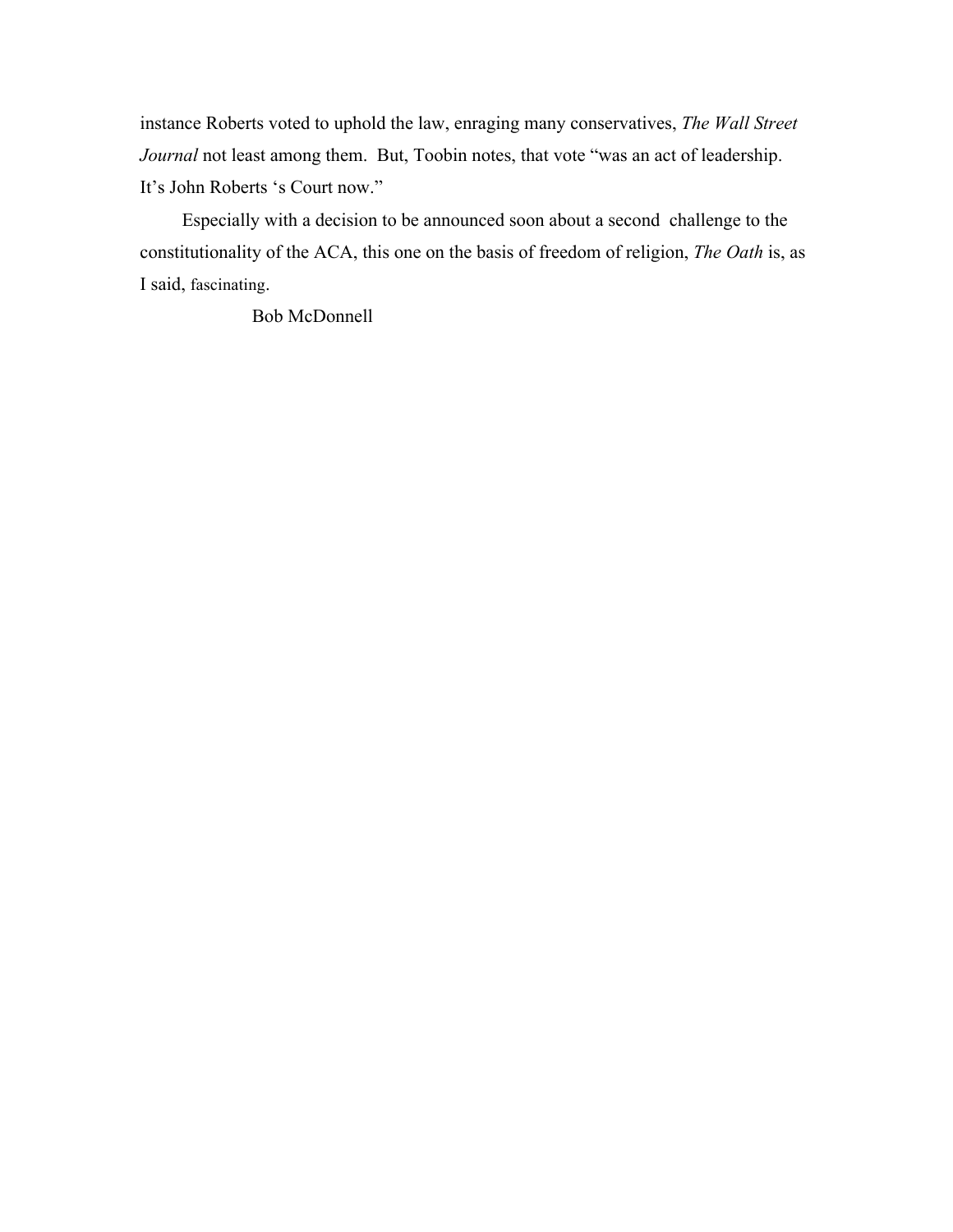instance Roberts voted to uphold the law, enraging many conservatives, *The Wall Street Journal* not least among them. But, Toobin notes, that vote "was an act of leadership. It's John Roberts 's Court now."

Especially with a decision to be announced soon about a second challenge to the constitutionality of the ACA, this one on the basis of freedom of religion, *The Oath* is, as I said, fascinating.

Bob McDonnell